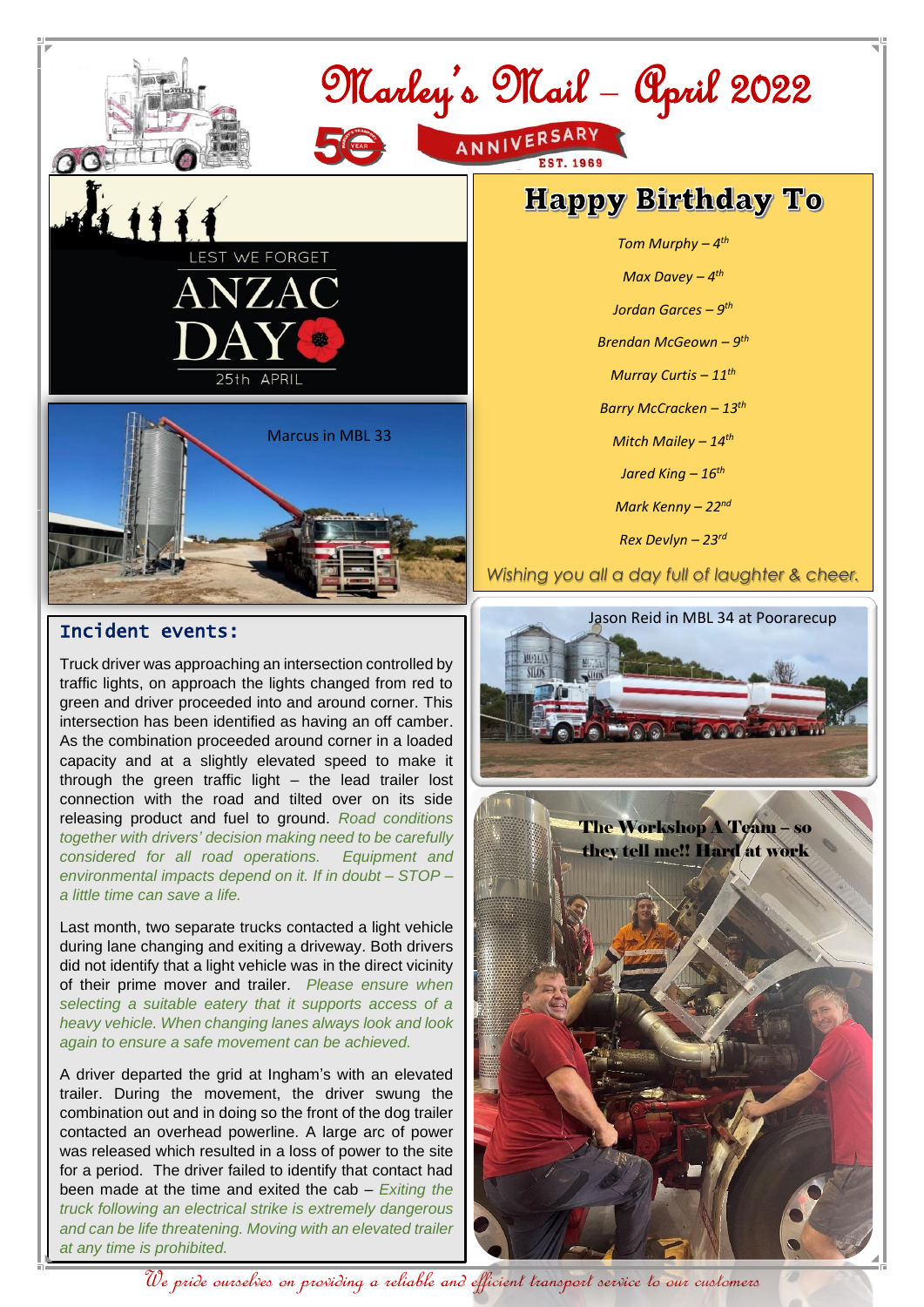# Marley's Mail – April 2022

50 ANNIVERSARY EST. 1969

LEST WE FORGET
ANZAC DAY
25th APRIL

Marcus in MBL 33

## Happy Birthday To

*Tom Murphy – 4th*

*Max Davey – 4th*

*Jordan Garces – 9th*

*Brendan McGeown – 9th*

*Murray Curtis – 11th*

*Barry McCracken – 13th*

*Mitch Mailey – 14th*

*Jared King – 16th*

*Mark Kenny – 22nd*

*Rex Devlyn – 23rd*

*Wishing you all a day full of laughter & cheer.*

Jason Reid in MBL 34 at Poorarecup

**The Workshop A Team – so they tell me!! Hard at work**

## Incident events:

Truck driver was approaching an intersection controlled by traffic lights, on approach the lights changed from red to green and driver proceeded into and around corner. This intersection has been identified as having an off camber. As the combination proceeded around corner in a loaded capacity and at a slightly elevated speed to make it through the green traffic light – the lead trailer lost connection with the road and tilted over on its side releasing product and fuel to ground. *Road conditions together with drivers' decision making need to be carefully considered for all road operations. Equipment and environmental impacts depend on it. If in doubt – STOP – a little time can save a life.*

Last month, two separate trucks contacted a light vehicle during lane changing and exiting a driveway. Both drivers did not identify that a light vehicle was in the direct vicinity of their prime mover and trailer. *Please ensure when selecting a suitable eatery that it supports access of a heavy vehicle. When changing lanes always look and look again to ensure a safe movement can be achieved.*

A driver departed the grid at Ingham's with an elevated trailer. During the movement, the driver swung the combination out and in doing so the front of the dog trailer contacted an overhead powerline. A large arc of power was released which resulted in a loss of power to the site for a period. The driver failed to identify that contact had been made at the time and exited the cab – *Exiting the truck following an electrical strike is extremely dangerous and can be life threatening. Moving with an elevated trailer at any time is prohibited.*

*We pride ourselves on providing a reliable and efficient transport service to our customers*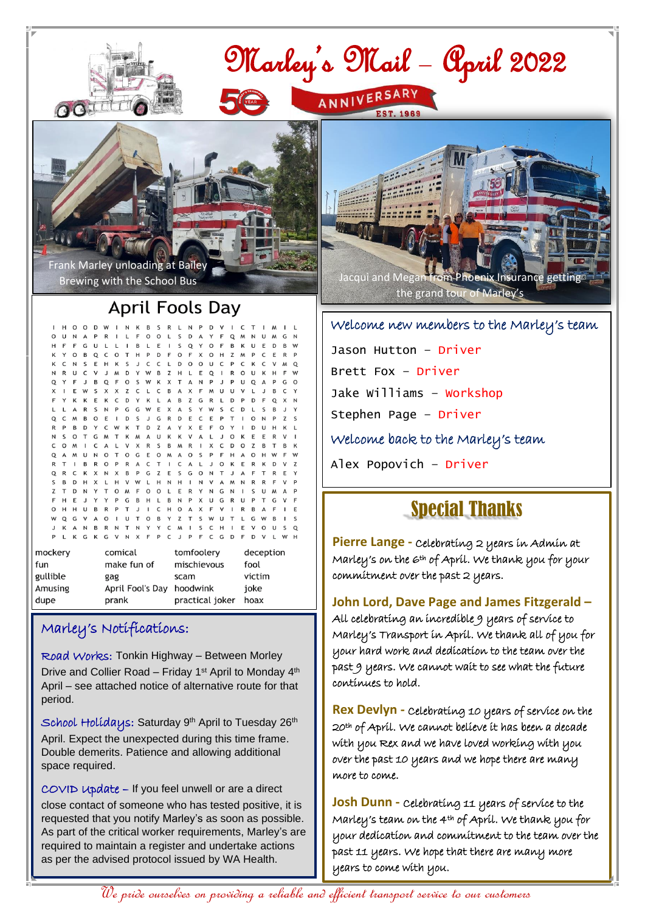# Marley's Mail – April 2022

50 YEAR ANNIVERSARY EST. 1969

Frank Marley unloading at Bailey Brewing with the School Bus

Jacqui and Megan from Phoenix Insurance getting the grand tour of Marley's

## April Fools Day

```
I H O O D W I N K B S R L N P D V I C T I M I L
O U N A P R I L F O O L S D A Y F Q M N U M G N
H F F G U L L I B L E I S Q Y O F B K U E D B W
K Y O B Q C O T H P D F O F X O H Z M P C E R P
K C N S E H K S J C C L D O O U C P C K C V M Q
N R U C V J M D Y W B Z H L E Q I R O U K H F W
Q Y F J B Q F O S W K X T A N P J P U Q A P G O
X I E W S X X Z C L C B A X F M U U V L J B C Y
F Y K K E K C D Y K L A B Z G R L D P D F Q X N
L L A R S N P G G W E X A S Y W S C D L S B J Y
Q C M B O E I D S J G R D E C E P T I O N P Z S
R P B D Y C W K T D Z A Y X E F O Y I D U H K L
N S O T G M T K M A U K K V A L J O K E E R V I
C O M I C A L V X R S B M R I X C D O Z B T B K
Q A M U N O T O G E O M A O S P F H A O H W F W
R T I B R O P R A C T I C A L J O K E R K D V Z
Q R C K X N X B P G Z E S G O N T J A F T R E Y
S B D H X L H V W L H N H I N V A M N R R F V P
Z T D N Y T O M F O O L E R Y N G N I S U M A P
F H E J Y Y P G B H L B N P X U G R U P T G V F
O H H U B R P T J I C H O A X F V I R B A F I E
W Q G V A O I U T O B Y Z T S W U T L G W B I S
J K A N B R N T N Y Y C M I S C H I E V O U S Q
P L K G K G V N X F P C J P F C G D F D V L W H
```

| | | | |
|---|---|---|---|
| mockery | comical | tomfoolery | deception |
| fun | make fun of | mischievous | fool |
| gullible | gag | scam | victim |
| Amusing | April Fool's Day | hoodwink | joke |
| dupe | prank | practical joker | hoax |

## Marley's Notifications:

Road Works: Tonkin Highway – Between Morley Drive and Collier Road – Friday 1st April to Monday 4th April – see attached notice of alternative route for that period.

School Holidays: Saturday 9th April to Tuesday 26th April. Expect the unexpected during this time frame. Double demerits. Patience and allowing additional space required.

COVID Update – If you feel unwell or are a direct close contact of someone who has tested positive, it is requested that you notify Marley's as soon as possible. As part of the critical worker requirements, Marley's are required to maintain a register and undertake actions as per the advised protocol issued by WA Health.

## Welcome new members to the Marley's team

Jason Hutton – Driver

Brett Fox – Driver

Jake Williams – Workshop

Stephen Page – Driver

## Welcome back to the Marley's team

Alex Popovich – Driver

## Special Thanks

**Pierre Lange -** Celebrating 2 years in Admin at Marley's on the 6th of April. We thank you for your commitment over the past 2 years.

**John Lord, Dave Page and James Fitzgerald –** All celebrating an incredible 9 years of service to Marley's Transport in April. We thank all of you for your hard work and dedication to the team over the past 9 years. We cannot wait to see what the future continues to hold.

**Rex Devlyn -** Celebrating 10 years of service on the 20th of April. We cannot believe it has been a decade with you Rex and we have loved working with you over the past 10 years and we hope there are many more to come.

**Josh Dunn -** Celebrating 11 years of service to the Marley's team on the 4th of April. We thank you for your dedication and commitment to the team over the past 11 years. We hope that there are many more years to come with you.

*We pride ourselves on providing a reliable and efficient transport service to our customers*